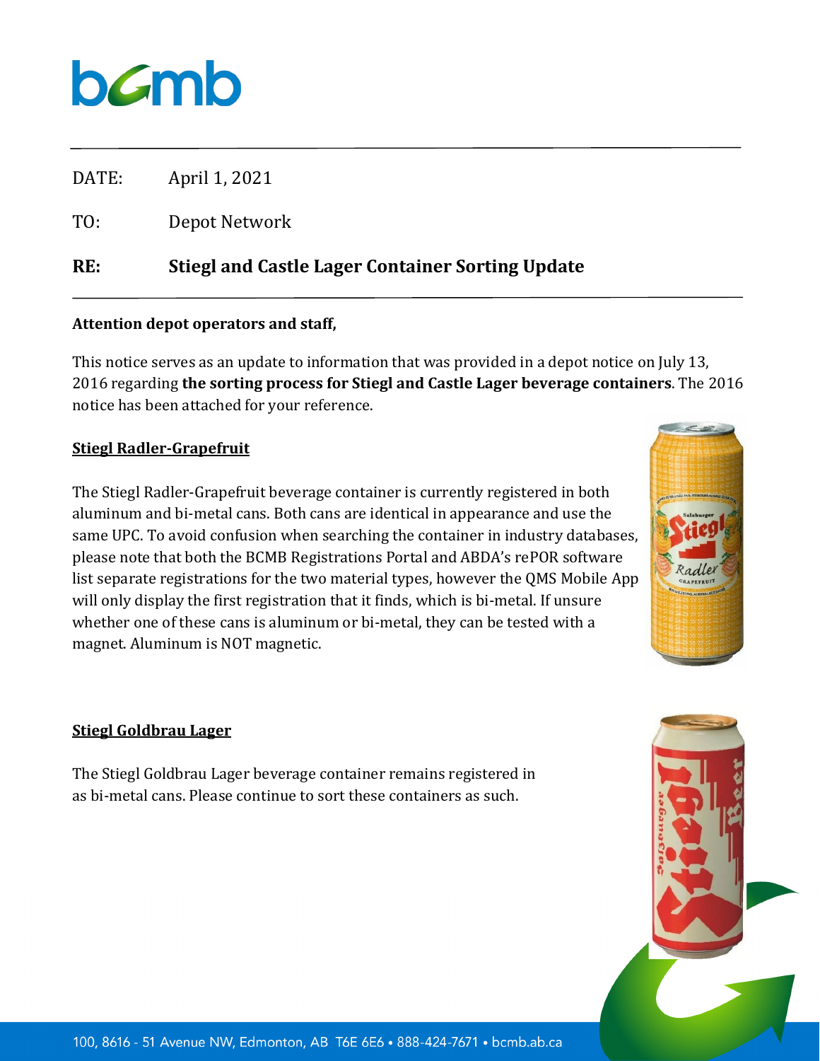bcmb

DATE: April 1, 2021

TO: Depot Network

**RE: Stiegl and Castle Lager Container Sorting Update**

**Attention depot operators and staff,**

This notice serves as an update to information that was provided in a depot notice on July 13, 2016 regarding **the sorting process for Stiegl and Castle Lager beverage containers**. The 2016 notice has been attached for your reference.

## Stiegl Radler-Grapefruit

The Stiegl Radler-Grapefruit beverage container is currently registered in both aluminum and bi-metal cans. Both cans are identical in appearance and use the same UPC. To avoid confusion when searching the container in industry databases, please note that both the BCMB Registrations Portal and ABDA's rePOR software list separate registrations for the two material types, however the QMS Mobile App will only display the first registration that it finds, which is bi-metal. If unsure whether one of these cans is aluminum or bi-metal, they can be tested with a magnet. Aluminum is NOT magnetic.

## Stiegl Goldbrau Lager

The Stiegl Goldbrau Lager beverage container remains registered in as bi-metal cans. Please continue to sort these containers as such.

100, 8616 - 51 Avenue NW, Edmonton, AB T6E 6E6 • 888-424-7671 • bcmb.ab.ca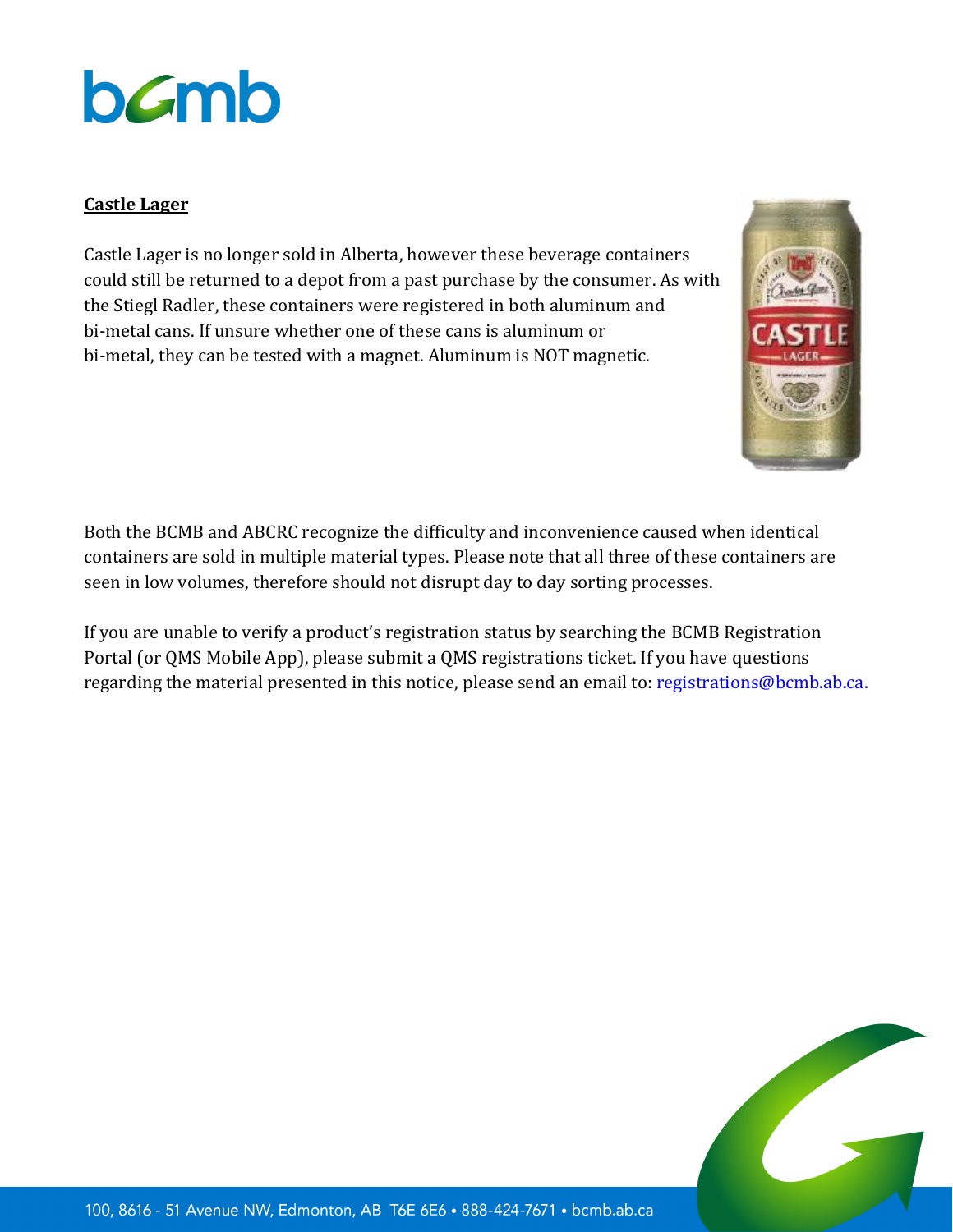**Castle Lager**

Castle Lager is no longer sold in Alberta, however these beverage containers could still be returned to a depot from a past purchase by the consumer. As with the Stiegl Radler, these containers were registered in both aluminum and bi-metal cans. If unsure whether one of these cans is aluminum or bi-metal, they can be tested with a magnet. Aluminum is NOT magnetic.

Both the BCMB and ABCRC recognize the difficulty and inconvenience caused when identical containers are sold in multiple material types. Please note that all three of these containers are seen in low volumes, therefore should not disrupt day to day sorting processes.

If you are unable to verify a product's registration status by searching the BCMB Registration Portal (or QMS Mobile App), please submit a QMS registrations ticket. If you have questions regarding the material presented in this notice, please send an email to: registrations@bcmb.ab.ca.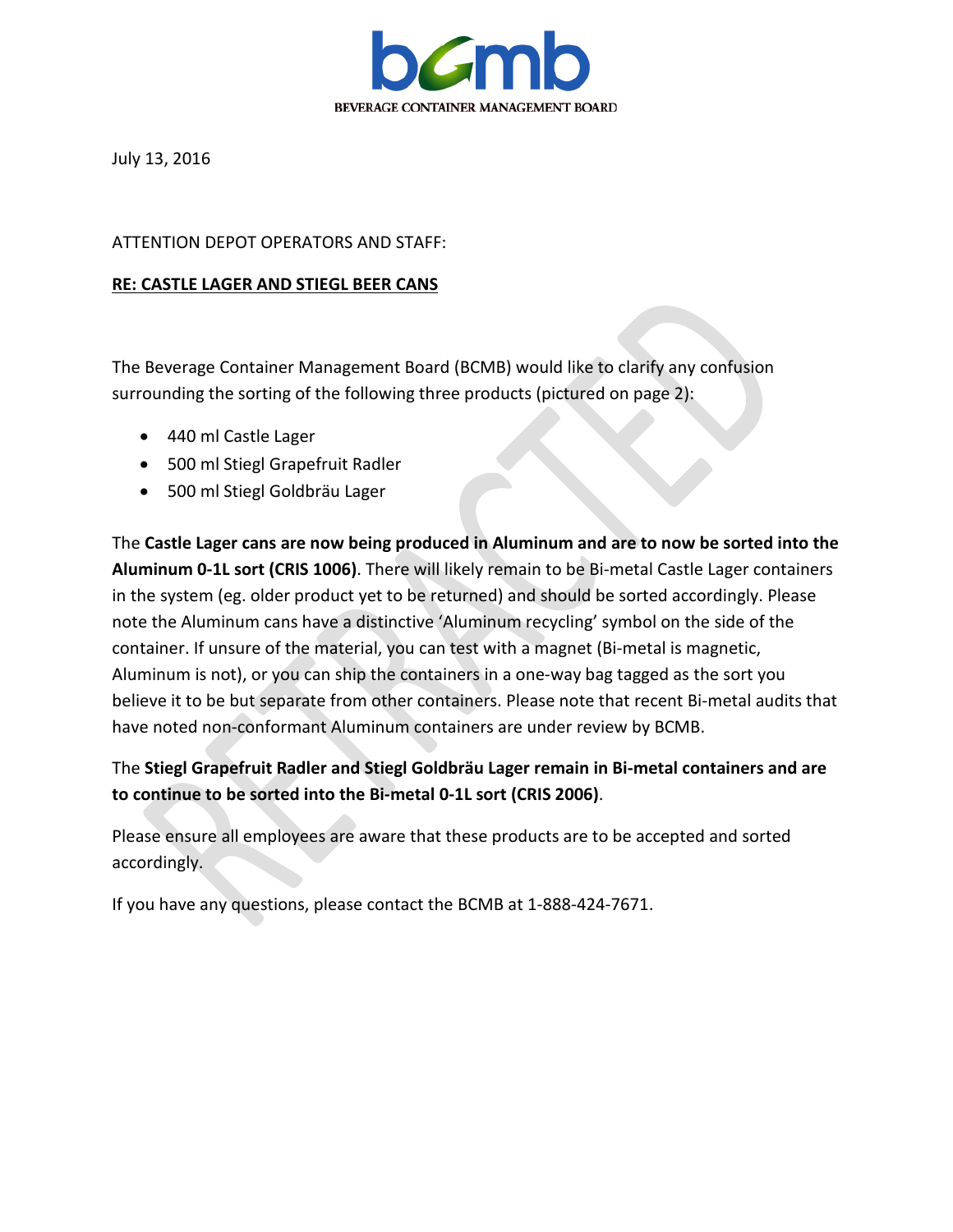BEVERAGE CONTAINER MANAGEMENT BOARD

July 13, 2016

ATTENTION DEPOT OPERATORS AND STAFF:

**RE: CASTLE LAGER AND STIEGL BEER CANS**

The Beverage Container Management Board (BCMB) would like to clarify any confusion surrounding the sorting of the following three products (pictured on page 2):

- 440 ml Castle Lager
- 500 ml Stiegl Grapefruit Radler
- 500 ml Stiegl Goldbräu Lager

The **Castle Lager cans are now being produced in Aluminum and are to now be sorted into the Aluminum 0-1L sort (CRIS 1006)**. There will likely remain to be Bi-metal Castle Lager containers in the system (eg. older product yet to be returned) and should be sorted accordingly. Please note the Aluminum cans have a distinctive 'Aluminum recycling' symbol on the side of the container. If unsure of the material, you can test with a magnet (Bi-metal is magnetic, Aluminum is not), or you can ship the containers in a one-way bag tagged as the sort you believe it to be but separate from other containers. Please note that recent Bi-metal audits that have noted non-conformant Aluminum containers are under review by BCMB.

The **Stiegl Grapefruit Radler and Stiegl Goldbräu Lager remain in Bi-metal containers and are to continue to be sorted into the Bi-metal 0-1L sort (CRIS 2006)**.

Please ensure all employees are aware that these products are to be accepted and sorted accordingly.

If you have any questions, please contact the BCMB at 1-888-424-7671.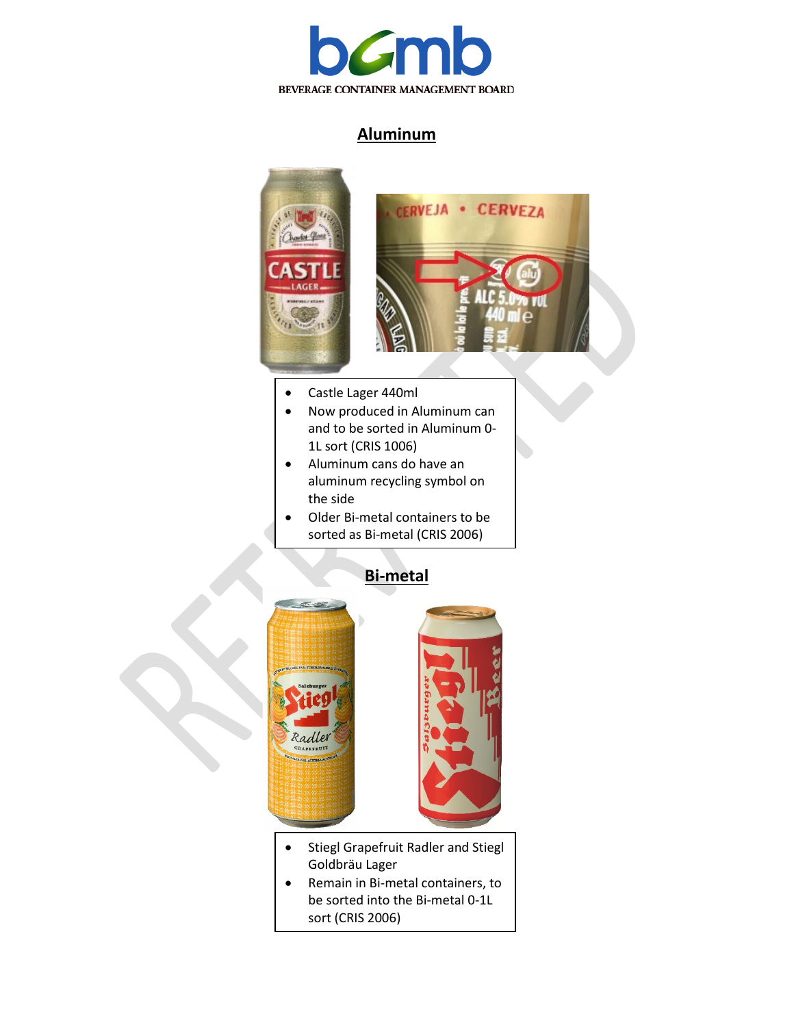BEVERAGE CONTAINER MANAGEMENT BOARD

## Aluminum

- Castle Lager 440ml
- Now produced in Aluminum can and to be sorted in Aluminum 0-1L sort (CRIS 1006)
- Aluminum cans do have an aluminum recycling symbol on the side
- Older Bi-metal containers to be sorted as Bi-metal (CRIS 2006)

## Bi-metal

- Stiegl Grapefruit Radler and Stiegl Goldbräu Lager
- Remain in Bi-metal containers, to be sorted into the Bi-metal 0-1L sort (CRIS 2006)